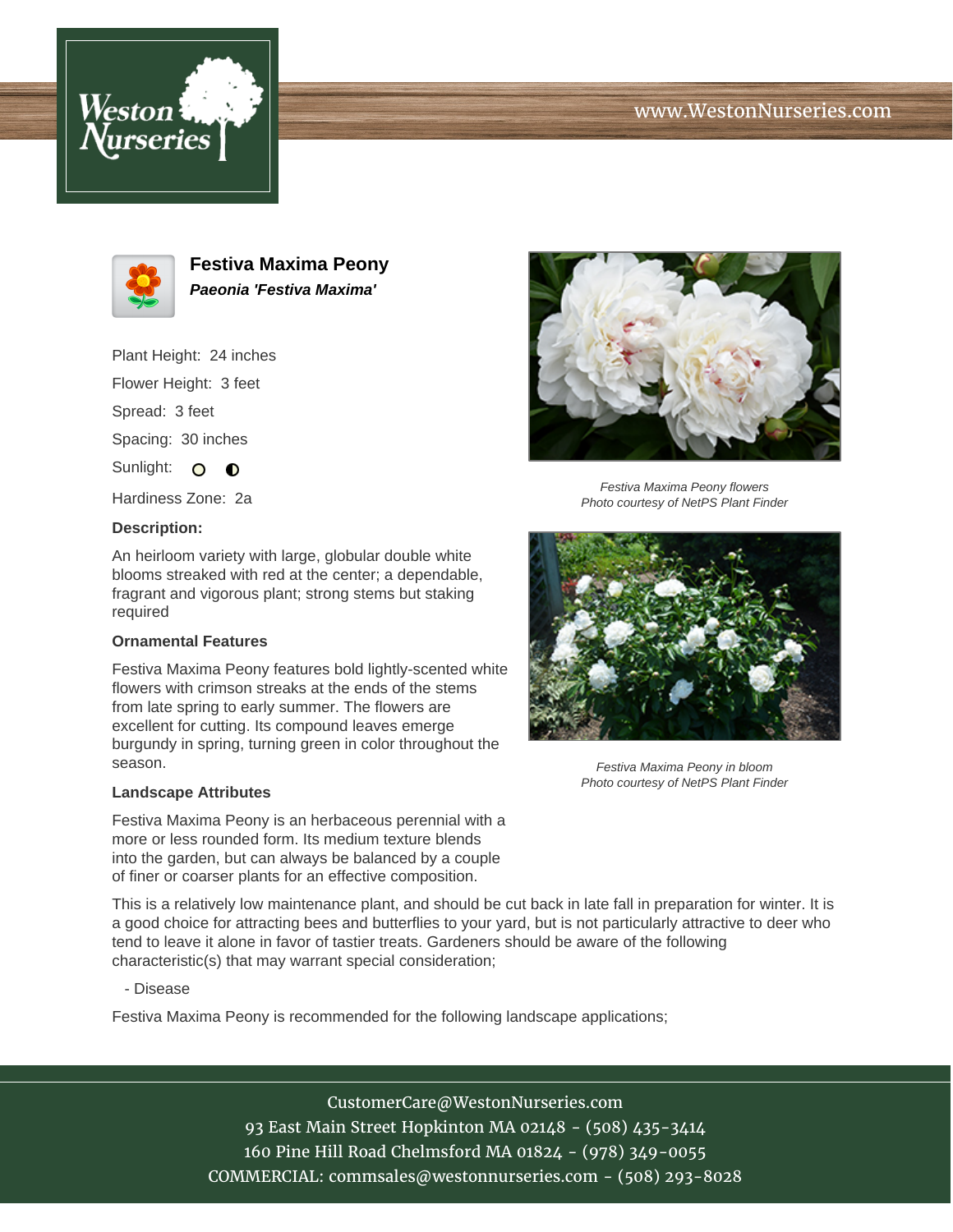# Festiva Maxima Peony

***Paeonia 'Festiva Maxima'***

Plant Height: 24 inches

Flower Height: 3 feet

Spread: 3 feet

Spacing: 30 inches

Sunlight: ○ ◐

Hardiness Zone: 2a

### Description:

An heirloom variety with large, globular double white blooms streaked with red at the center; a dependable, fragrant and vigorous plant; strong stems but staking required

### Ornamental Features

Festiva Maxima Peony features bold lightly-scented white flowers with crimson streaks at the ends of the stems from late spring to early summer. The flowers are excellent for cutting. Its compound leaves emerge burgundy in spring, turning green in color throughout the season.

### Landscape Attributes

Festiva Maxima Peony is an herbaceous perennial with a more or less rounded form. Its medium texture blends into the garden, but can always be balanced by a couple of finer or coarser plants for an effective composition.

This is a relatively low maintenance plant, and should be cut back in late fall in preparation for winter. It is a good choice for attracting bees and butterflies to your yard, but is not particularly attractive to deer who tend to leave it alone in favor of tastier treats. Gardeners should be aware of the following characteristic(s) that may warrant special consideration;

- Disease

Festiva Maxima Peony is recommended for the following landscape applications;

*Festiva Maxima Peony flowers*
*Photo courtesy of NetPS Plant Finder*

*Festiva Maxima Peony in bloom*
*Photo courtesy of NetPS Plant Finder*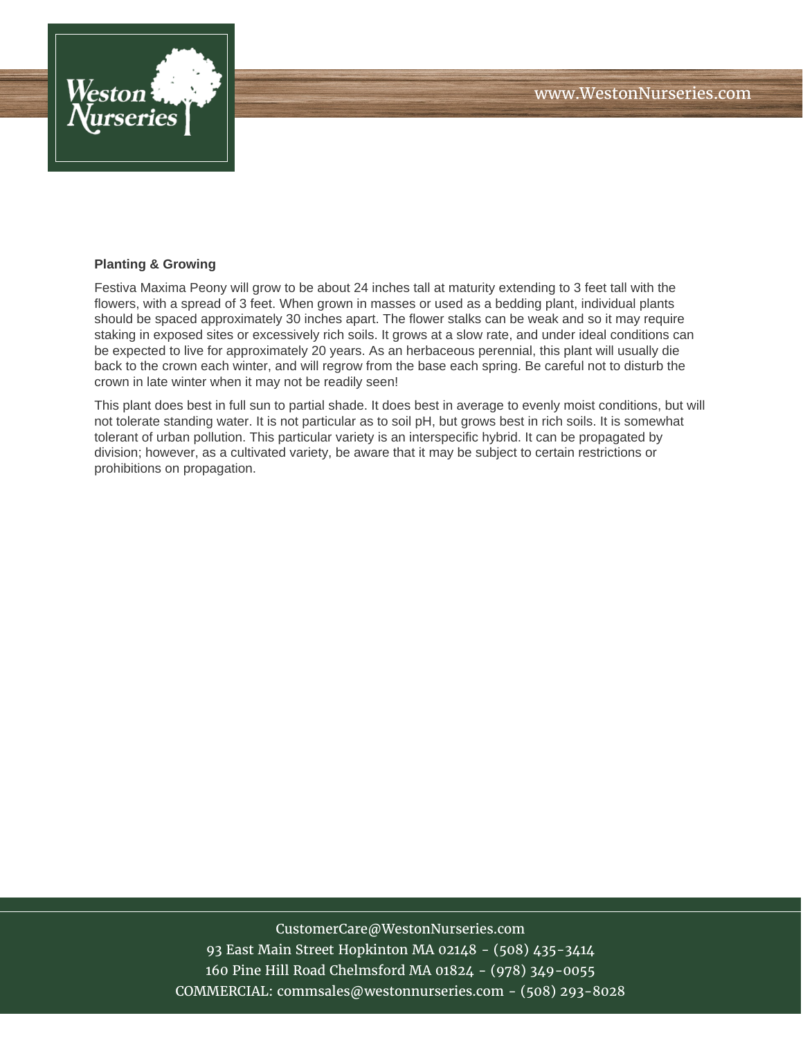**Planting & Growing**

Festiva Maxima Peony will grow to be about 24 inches tall at maturity extending to 3 feet tall with the flowers, with a spread of 3 feet. When grown in masses or used as a bedding plant, individual plants should be spaced approximately 30 inches apart. The flower stalks can be weak and so it may require staking in exposed sites or excessively rich soils. It grows at a slow rate, and under ideal conditions can be expected to live for approximately 20 years. As an herbaceous perennial, this plant will usually die back to the crown each winter, and will regrow from the base each spring. Be careful not to disturb the crown in late winter when it may not be readily seen!

This plant does best in full sun to partial shade. It does best in average to evenly moist conditions, but will not tolerate standing water. It is not particular as to soil pH, but grows best in rich soils. It is somewhat tolerant of urban pollution. This particular variety is an interspecific hybrid. It can be propagated by division; however, as a cultivated variety, be aware that it may be subject to certain restrictions or prohibitions on propagation.